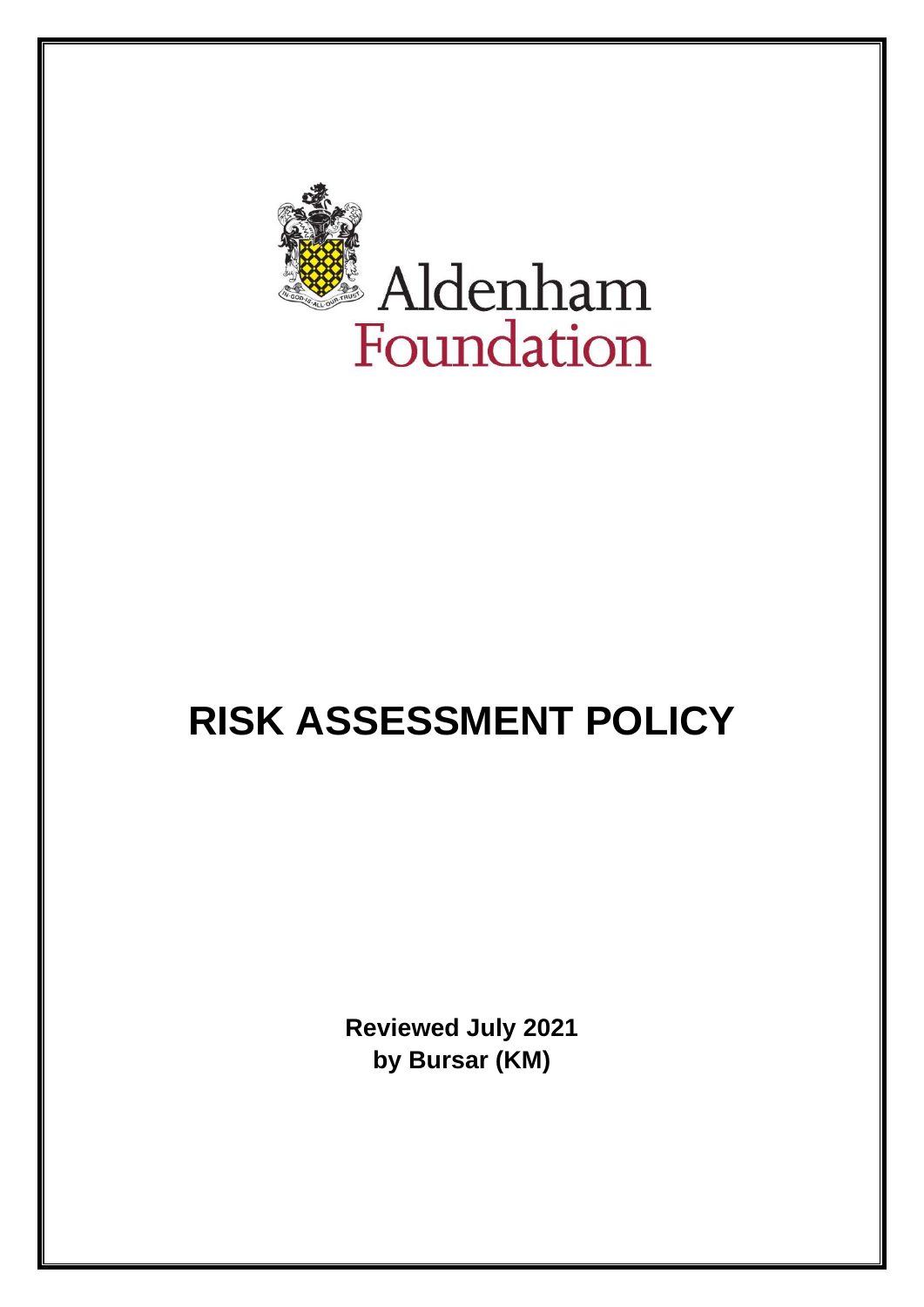Aldenham Foundation

# RISK ASSESSMENT POLICY

**Reviewed July 2021**
**by Bursar (KM)**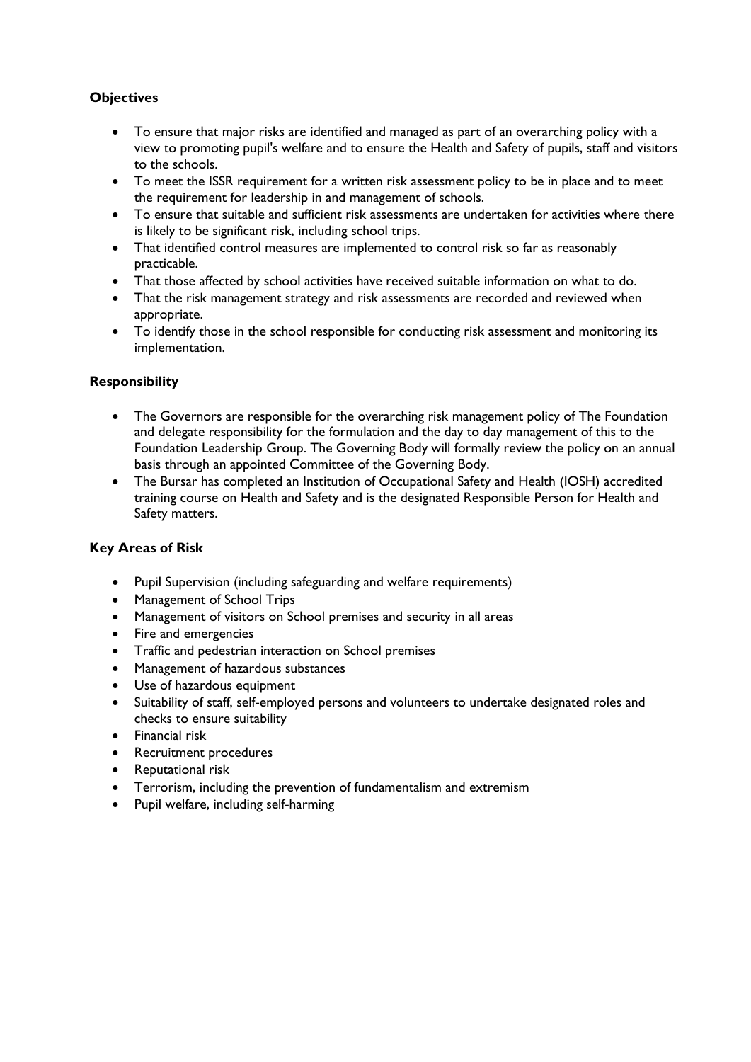**Objectives**

- To ensure that major risks are identified and managed as part of an overarching policy with a view to promoting pupil's welfare and to ensure the Health and Safety of pupils, staff and visitors to the schools.
- To meet the ISSR requirement for a written risk assessment policy to be in place and to meet the requirement for leadership in and management of schools.
- To ensure that suitable and sufficient risk assessments are undertaken for activities where there is likely to be significant risk, including school trips.
- That identified control measures are implemented to control risk so far as reasonably practicable.
- That those affected by school activities have received suitable information on what to do.
- That the risk management strategy and risk assessments are recorded and reviewed when appropriate.
- To identify those in the school responsible for conducting risk assessment and monitoring its implementation.

**Responsibility**

- The Governors are responsible for the overarching risk management policy of The Foundation and delegate responsibility for the formulation and the day to day management of this to the Foundation Leadership Group. The Governing Body will formally review the policy on an annual basis through an appointed Committee of the Governing Body.
- The Bursar has completed an Institution of Occupational Safety and Health (IOSH) accredited training course on Health and Safety and is the designated Responsible Person for Health and Safety matters.

**Key Areas of Risk**

- Pupil Supervision (including safeguarding and welfare requirements)
- Management of School Trips
- Management of visitors on School premises and security in all areas
- Fire and emergencies
- Traffic and pedestrian interaction on School premises
- Management of hazardous substances
- Use of hazardous equipment
- Suitability of staff, self-employed persons and volunteers to undertake designated roles and checks to ensure suitability
- Financial risk
- Recruitment procedures
- Reputational risk
- Terrorism, including the prevention of fundamentalism and extremism
- Pupil welfare, including self-harming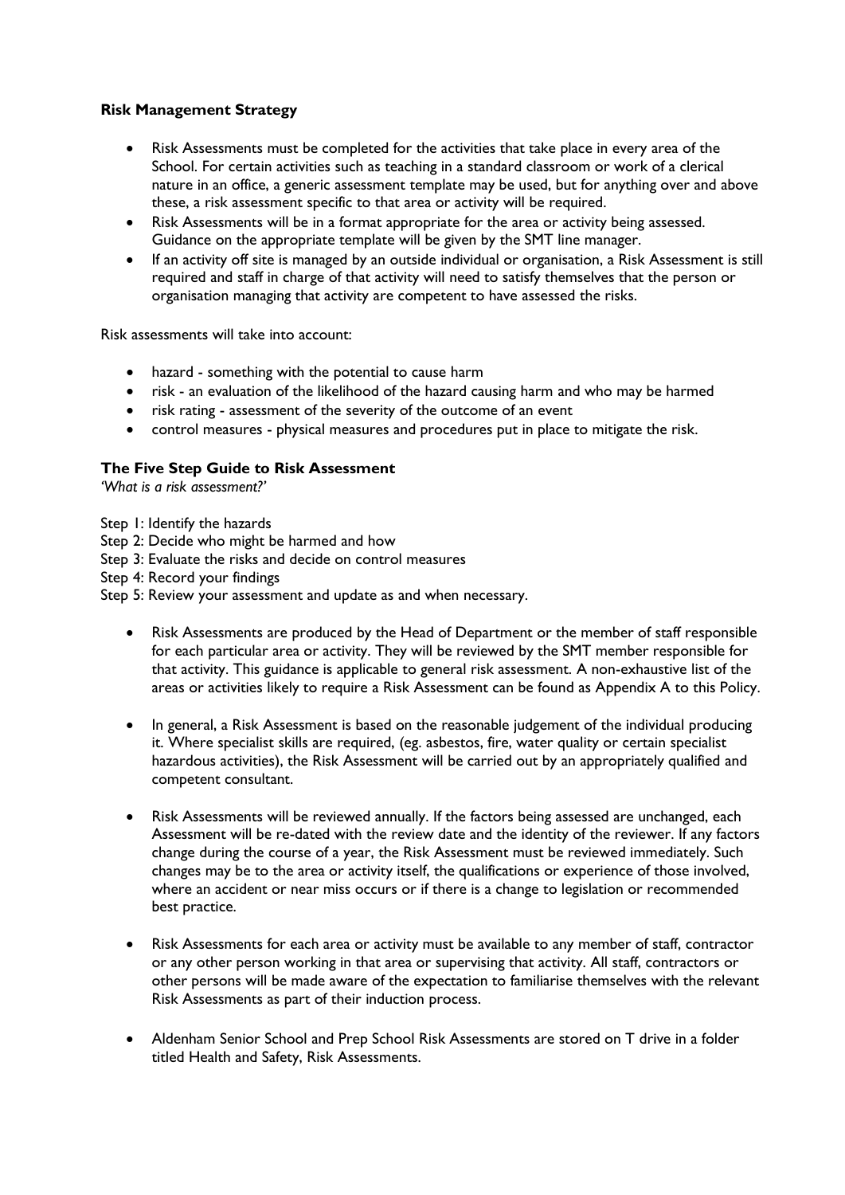**Risk Management Strategy**

- Risk Assessments must be completed for the activities that take place in every area of the School. For certain activities such as teaching in a standard classroom or work of a clerical nature in an office, a generic assessment template may be used, but for anything over and above these, a risk assessment specific to that area or activity will be required.
- Risk Assessments will be in a format appropriate for the area or activity being assessed. Guidance on the appropriate template will be given by the SMT line manager.
- If an activity off site is managed by an outside individual or organisation, a Risk Assessment is still required and staff in charge of that activity will need to satisfy themselves that the person or organisation managing that activity are competent to have assessed the risks.

Risk assessments will take into account:

- hazard - something with the potential to cause harm
- risk - an evaluation of the likelihood of the hazard causing harm and who may be harmed
- risk rating - assessment of the severity of the outcome of an event
- control measures - physical measures and procedures put in place to mitigate the risk.

**The Five Step Guide to Risk Assessment**

*'What is a risk assessment?'*

Step 1: Identify the hazards
Step 2: Decide who might be harmed and how
Step 3: Evaluate the risks and decide on control measures
Step 4: Record your findings
Step 5: Review your assessment and update as and when necessary.

- Risk Assessments are produced by the Head of Department or the member of staff responsible for each particular area or activity. They will be reviewed by the SMT member responsible for that activity. This guidance is applicable to general risk assessment. A non-exhaustive list of the areas or activities likely to require a Risk Assessment can be found as Appendix A to this Policy.

- In general, a Risk Assessment is based on the reasonable judgement of the individual producing it. Where specialist skills are required, (eg. asbestos, fire, water quality or certain specialist hazardous activities), the Risk Assessment will be carried out by an appropriately qualified and competent consultant.

- Risk Assessments will be reviewed annually. If the factors being assessed are unchanged, each Assessment will be re-dated with the review date and the identity of the reviewer. If any factors change during the course of a year, the Risk Assessment must be reviewed immediately. Such changes may be to the area or activity itself, the qualifications or experience of those involved, where an accident or near miss occurs or if there is a change to legislation or recommended best practice.

- Risk Assessments for each area or activity must be available to any member of staff, contractor or any other person working in that area or supervising that activity. All staff, contractors or other persons will be made aware of the expectation to familiarise themselves with the relevant Risk Assessments as part of their induction process.

- Aldenham Senior School and Prep School Risk Assessments are stored on T drive in a folder titled Health and Safety, Risk Assessments.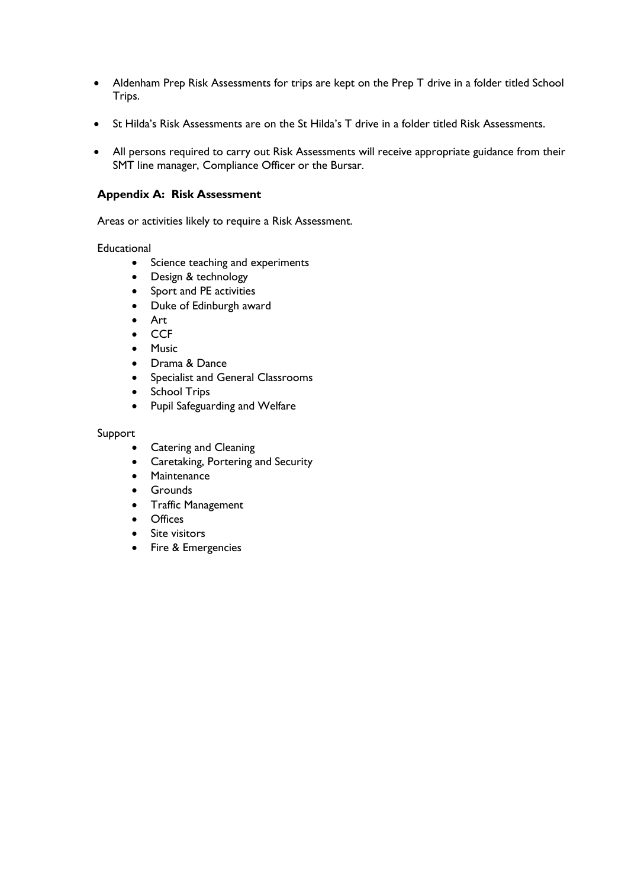- Aldenham Prep Risk Assessments for trips are kept on the Prep T drive in a folder titled School Trips.
- St Hilda's Risk Assessments are on the St Hilda's T drive in a folder titled Risk Assessments.
- All persons required to carry out Risk Assessments will receive appropriate guidance from their SMT line manager, Compliance Officer or the Bursar.

**Appendix A: Risk Assessment**

Areas or activities likely to require a Risk Assessment.

Educational

- Science teaching and experiments
- Design & technology
- Sport and PE activities
- Duke of Edinburgh award
- Art
- CCF
- Music
- Drama & Dance
- Specialist and General Classrooms
- School Trips
- Pupil Safeguarding and Welfare

Support

- Catering and Cleaning
- Caretaking, Portering and Security
- Maintenance
- Grounds
- Traffic Management
- Offices
- Site visitors
- Fire & Emergencies